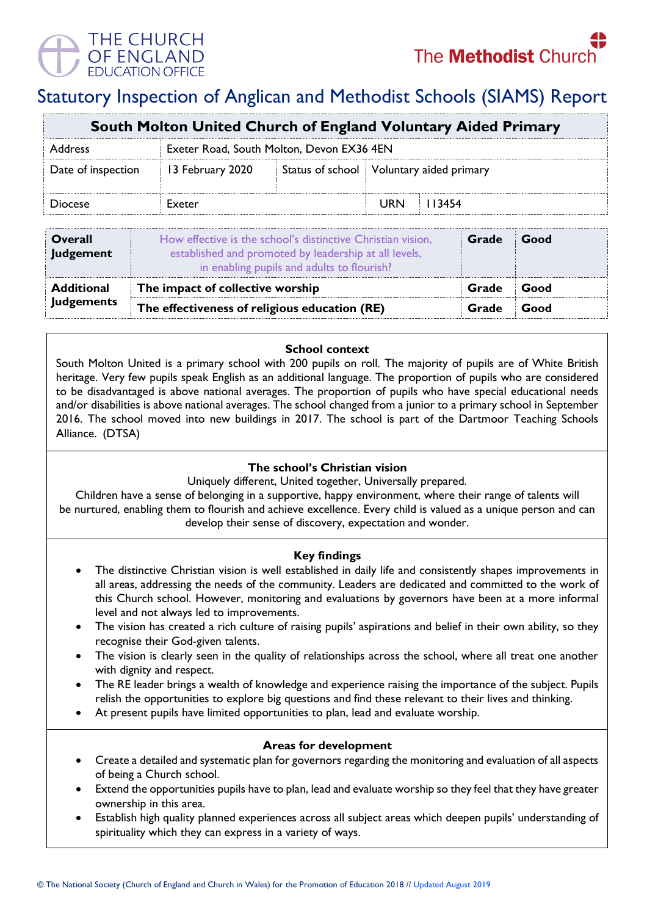THE CHURCH OF ENGLAND EDUCATION OFFICE

The Methodist Church

# Statutory Inspection of Anglican and Methodist Schools (SIAMS) Report

| South Molton United Church of England Voluntary Aided Primary | | | | | |
|---|---|---|---|---|---|
| Address | Exeter Road, South Molton, Devon EX36 4EN | | | | |
| Date of inspection | 13 February 2020 | Status of school | Voluntary aided primary | | |
| Diocese | Exeter | | URN | 113454 | |

| | | | |
|---|---|---|---|
| **Overall Judgement** | How effective is the school's distinctive Christian vision, established and promoted by leadership at all levels, in enabling pupils and adults to flourish? | **Grade** | **Good** |
| **Additional Judgements** | **The impact of collective worship** | **Grade** | **Good** |
| | **The effectiveness of religious education (RE)** | **Grade** | **Good** |

## School context

South Molton United is a primary school with 200 pupils on roll. The majority of pupils are of White British heritage. Very few pupils speak English as an additional language. The proportion of pupils who are considered to be disadvantaged is above national averages. The proportion of pupils who have special educational needs and/or disabilities is above national averages. The school changed from a junior to a primary school in September 2016. The school moved into new buildings in 2017. The school is part of the Dartmoor Teaching Schools Alliance. (DTSA)

## The school's Christian vision

Uniquely different, United together, Universally prepared.

Children have a sense of belonging in a supportive, happy environment, where their range of talents will be nurtured, enabling them to flourish and achieve excellence. Every child is valued as a unique person and can develop their sense of discovery, expectation and wonder.

## Key findings

- The distinctive Christian vision is well established in daily life and consistently shapes improvements in all areas, addressing the needs of the community. Leaders are dedicated and committed to the work of this Church school. However, monitoring and evaluations by governors have been at a more informal level and not always led to improvements.
- The vision has created a rich culture of raising pupils' aspirations and belief in their own ability, so they recognise their God-given talents.
- The vision is clearly seen in the quality of relationships across the school, where all treat one another with dignity and respect.
- The RE leader brings a wealth of knowledge and experience raising the importance of the subject. Pupils relish the opportunities to explore big questions and find these relevant to their lives and thinking.
- At present pupils have limited opportunities to plan, lead and evaluate worship.

## Areas for development

- Create a detailed and systematic plan for governors regarding the monitoring and evaluation of all aspects of being a Church school.
- Extend the opportunities pupils have to plan, lead and evaluate worship so they feel that they have greater ownership in this area.
- Establish high quality planned experiences across all subject areas which deepen pupils' understanding of spirituality which they can express in a variety of ways.

© The National Society (Church of England and Church in Wales) for the Promotion of Education 2018 // Updated August 2019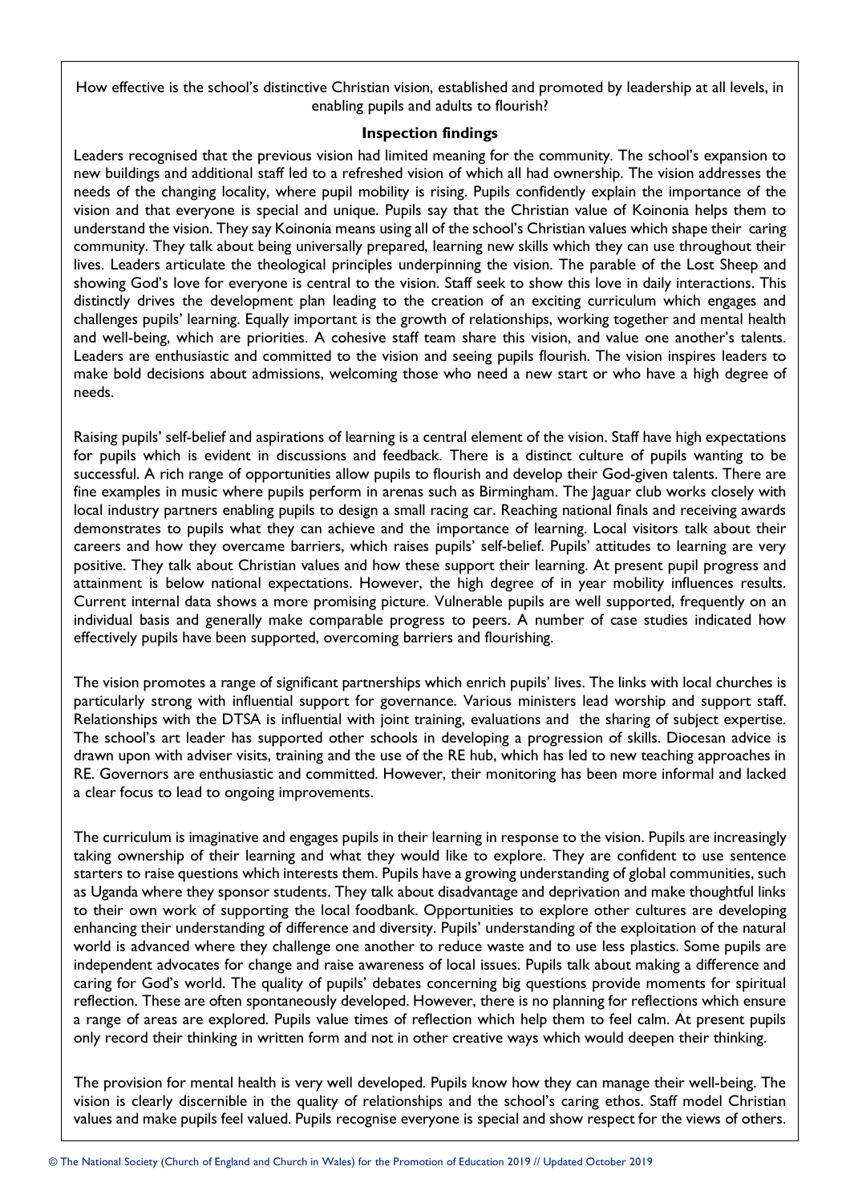How effective is the school's distinctive Christian vision, established and promoted by leadership at all levels, in enabling pupils and adults to flourish?

**Inspection findings**

Leaders recognised that the previous vision had limited meaning for the community. The school's expansion to new buildings and additional staff led to a refreshed vision of which all had ownership. The vision addresses the needs of the changing locality, where pupil mobility is rising. Pupils confidently explain the importance of the vision and that everyone is special and unique. Pupils say that the Christian value of Koinonia helps them to understand the vision. They say Koinonia means using all of the school's Christian values which shape their caring community. They talk about being universally prepared, learning new skills which they can use throughout their lives. Leaders articulate the theological principles underpinning the vision. The parable of the Lost Sheep and showing God's love for everyone is central to the vision. Staff seek to show this love in daily interactions. This distinctly drives the development plan leading to the creation of an exciting curriculum which engages and challenges pupils' learning. Equally important is the growth of relationships, working together and mental health and well-being, which are priorities. A cohesive staff team share this vision, and value one another's talents. Leaders are enthusiastic and committed to the vision and seeing pupils flourish. The vision inspires leaders to make bold decisions about admissions, welcoming those who need a new start or who have a high degree of needs.

Raising pupils' self-belief and aspirations of learning is a central element of the vision. Staff have high expectations for pupils which is evident in discussions and feedback. There is a distinct culture of pupils wanting to be successful. A rich range of opportunities allow pupils to flourish and develop their God-given talents. There are fine examples in music where pupils perform in arenas such as Birmingham. The Jaguar club works closely with local industry partners enabling pupils to design a small racing car. Reaching national finals and receiving awards demonstrates to pupils what they can achieve and the importance of learning. Local visitors talk about their careers and how they overcame barriers, which raises pupils' self-belief. Pupils' attitudes to learning are very positive. They talk about Christian values and how these support their learning. At present pupil progress and attainment is below national expectations. However, the high degree of in year mobility influences results. Current internal data shows a more promising picture. Vulnerable pupils are well supported, frequently on an individual basis and generally make comparable progress to peers. A number of case studies indicated how effectively pupils have been supported, overcoming barriers and flourishing.

The vision promotes a range of significant partnerships which enrich pupils' lives. The links with local churches is particularly strong with influential support for governance. Various ministers lead worship and support staff. Relationships with the DTSA is influential with joint training, evaluations and the sharing of subject expertise. The school's art leader has supported other schools in developing a progression of skills. Diocesan advice is drawn upon with adviser visits, training and the use of the RE hub, which has led to new teaching approaches in RE. Governors are enthusiastic and committed. However, their monitoring has been more informal and lacked a clear focus to lead to ongoing improvements.

The curriculum is imaginative and engages pupils in their learning in response to the vision. Pupils are increasingly taking ownership of their learning and what they would like to explore. They are confident to use sentence starters to raise questions which interests them. Pupils have a growing understanding of global communities, such as Uganda where they sponsor students. They talk about disadvantage and deprivation and make thoughtful links to their own work of supporting the local foodbank. Opportunities to explore other cultures are developing enhancing their understanding of difference and diversity. Pupils' understanding of the exploitation of the natural world is advanced where they challenge one another to reduce waste and to use less plastics. Some pupils are independent advocates for change and raise awareness of local issues. Pupils talk about making a difference and caring for God's world. The quality of pupils' debates concerning big questions provide moments for spiritual reflection. These are often spontaneously developed. However, there is no planning for reflections which ensure a range of areas are explored. Pupils value times of reflection which help them to feel calm. At present pupils only record their thinking in written form and not in other creative ways which would deepen their thinking.

The provision for mental health is very well developed. Pupils know how they can manage their well-being. The vision is clearly discernible in the quality of relationships and the school's caring ethos. Staff model Christian values and make pupils feel valued. Pupils recognise everyone is special and show respect for the views of others.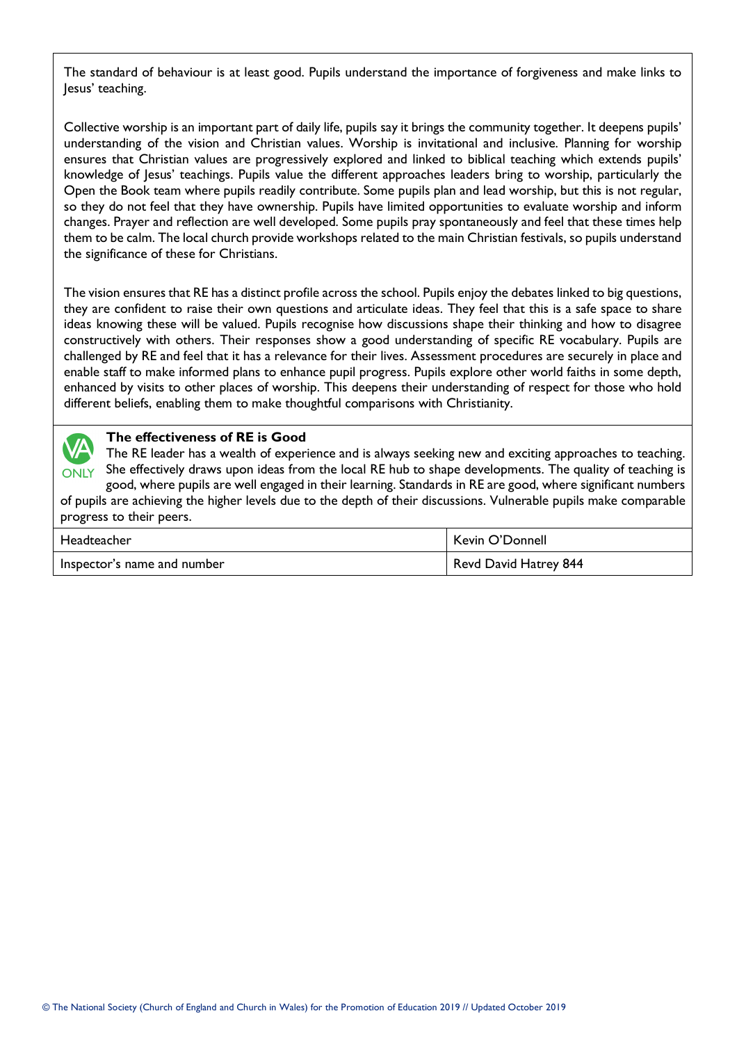The standard of behaviour is at least good. Pupils understand the importance of forgiveness and make links to Jesus' teaching.

Collective worship is an important part of daily life, pupils say it brings the community together. It deepens pupils' understanding of the vision and Christian values. Worship is invitational and inclusive. Planning for worship ensures that Christian values are progressively explored and linked to biblical teaching which extends pupils' knowledge of Jesus' teachings. Pupils value the different approaches leaders bring to worship, particularly the Open the Book team where pupils readily contribute. Some pupils plan and lead worship, but this is not regular, so they do not feel that they have ownership. Pupils have limited opportunities to evaluate worship and inform changes. Prayer and reflection are well developed. Some pupils pray spontaneously and feel that these times help them to be calm. The local church provide workshops related to the main Christian festivals, so pupils understand the significance of these for Christians.

The vision ensures that RE has a distinct profile across the school. Pupils enjoy the debates linked to big questions, they are confident to raise their own questions and articulate ideas. They feel that this is a safe space to share ideas knowing these will be valued. Pupils recognise how discussions shape their thinking and how to disagree constructively with others. Their responses show a good understanding of specific RE vocabulary. Pupils are challenged by RE and feel that it has a relevance for their lives. Assessment procedures are securely in place and enable staff to make informed plans to enhance pupil progress. Pupils explore other world faiths in some depth, enhanced by visits to other places of worship. This deepens their understanding of respect for those who hold different beliefs, enabling them to make thoughtful comparisons with Christianity.

VA ONLY

**The effectiveness of RE is Good**

The RE leader has a wealth of experience and is always seeking new and exciting approaches to teaching. She effectively draws upon ideas from the local RE hub to shape developments. The quality of teaching is good, where pupils are well engaged in their learning. Standards in RE are good, where significant numbers of pupils are achieving the higher levels due to the depth of their discussions. Vulnerable pupils make comparable progress to their peers.

| | |
|---|---|
| Headteacher | Kevin O'Donnell |
| Inspector's name and number | Revd David Hatrey 844 |